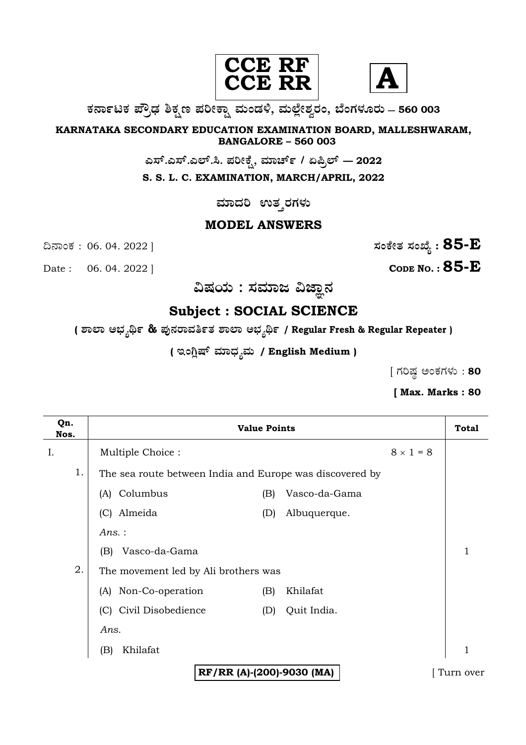**CCE RF**
**CCE RR**

**A**

**ಕರ್ನಾಟಕ ಪ್ರೌಢ ಶಿಕ್ಷಣ ಪರೀಕ್ಷಾ ಮಂಡಳಿ, ಮಲ್ಲೇಶ್ವರಂ, ಬೆಂಗಳೂರು – 560 003**

**KARNATAKA SECONDARY EDUCATION EXAMINATION BOARD, MALLESHWARAM, BANGALORE – 560 003**

**ಎಸ್.ಎಸ್.ಎಲ್.ಸಿ. ಪರೀಕ್ಷೆ, ಮಾರ್ಚ್ / ಏಪ್ರಿಲ್ — 2022**

**S. S. L. C. EXAMINATION, MARCH/APRIL, 2022**

**ಮಾದರಿ ಉತ್ತರಗಳು**

## MODEL ANSWERS

ದಿನಾಂಕ : 06. 04. 2022 ] **ಸಂಕೇತ ಸಂಖ್ಯೆ : 85-E**

Date : 06. 04. 2022 ] **CODE NO. : 85-E**

## ವಿಷಯ : ಸಮಾಜ ವಿಜ್ಞಾನ

## Subject : SOCIAL SCIENCE

**( ಶಾಲಾ ಅಭ್ಯರ್ಥಿ & ಪುನರಾವರ್ತಿತ ಶಾಲಾ ಅಭ್ಯರ್ಥಿ / Regular Fresh & Regular Repeater )**

**( ಇಂಗ್ಲಿಷ್ ಮಾಧ್ಯಮ / English Medium )**

[ ಗರಿಷ್ಠ ಅಂಕಗಳು : **80**

**[ Max. Marks : 80**

| Qn. Nos. | Value Points | Total |
|---|---|---|
| I. | Multiple Choice : $8 \times 1 = 8$ | |
| 1. | The sea route between India and Europe was discovered by<br>(A) Columbus (B) Vasco-da-Gama<br>(C) Almeida (D) Albuquerque.<br>*Ans.* :<br>(B) Vasco-da-Gama | 1 |
| 2. | The movement led by Ali brothers was<br>(A) Non-Co-operation (B) Khilafat<br>(C) Civil Disobedience (D) Quit India.<br>*Ans.*<br>(B) Khilafat | 1 |

**RF/RR (A)-(200)-9030 (MA)**

[ Turn over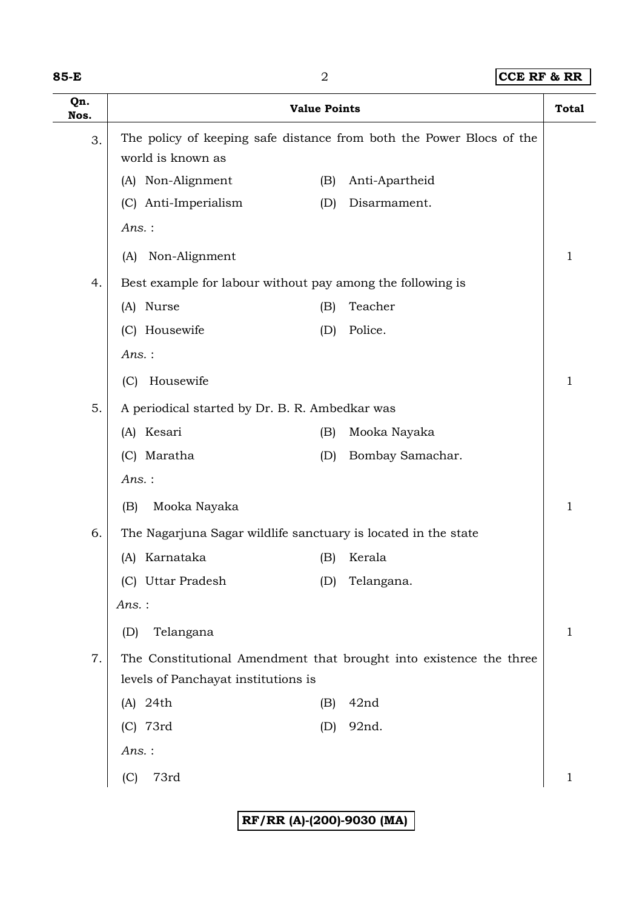| Qn. Nos. | Value Points | Total |
|---|---|---|
| 3. | The policy of keeping safe distance from both the Power Blocs of the world is known as<br>(A) Non-Alignment (B) Anti-Apartheid<br>(C) Anti-Imperialism (D) Disarmament.<br>*Ans.* :<br>(A) Non-Alignment | 1 |
| 4. | Best example for labour without pay among the following is<br>(A) Nurse (B) Teacher<br>(C) Housewife (D) Police.<br>*Ans.* :<br>(C) Housewife | 1 |
| 5. | A periodical started by Dr. B. R. Ambedkar was<br>(A) Kesari (B) Mooka Nayaka<br>(C) Maratha (D) Bombay Samachar.<br>*Ans.* :<br>(B) Mooka Nayaka | 1 |
| 6. | The Nagarjuna Sagar wildlife sanctuary is located in the state<br>(A) Karnataka (B) Kerala<br>(C) Uttar Pradesh (D) Telangana.<br>*Ans.* :<br>(D) Telangana | 1 |
| 7. | The Constitutional Amendment that brought into existence the three levels of Panchayat institutions is<br>(A) 24th (B) 42nd<br>(C) 73rd (D) 92nd.<br>*Ans.* :<br>(C) 73rd | 1 |

RF/RR (A)-(200)-9030 (MA)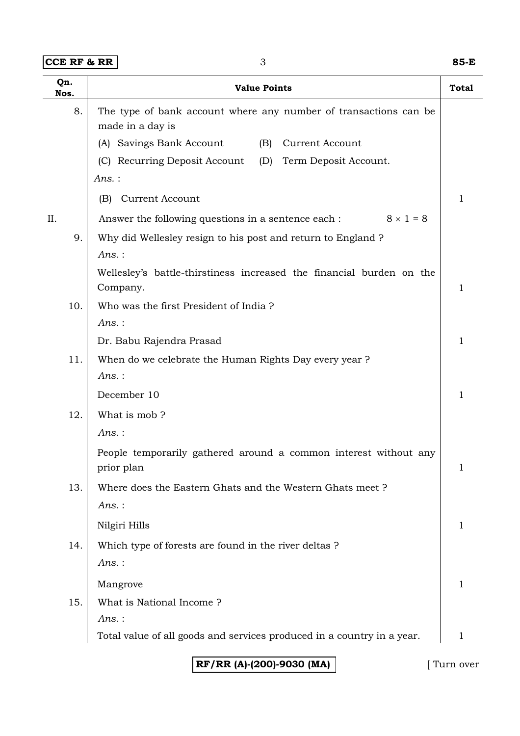| Qn. Nos. | Value Points | Total |
|---|---|---|
| 8. | The type of bank account where any number of transactions can be made in a day is<br>(A) Savings Bank Account (B) Current Account<br>(C) Recurring Deposit Account (D) Term Deposit Account.<br>*Ans.* :<br>(B) Current Account | 1 |
| II. | Answer the following questions in a sentence each : $8 \times 1 = 8$ | |
| 9. | Why did Wellesley resign to his post and return to England ?<br>*Ans.* :<br>Wellesley's battle-thirstiness increased the financial burden on the Company. | 1 |
| 10. | Who was the first President of India ?<br>*Ans.* :<br>Dr. Babu Rajendra Prasad | 1 |
| 11. | When do we celebrate the Human Rights Day every year ?<br>*Ans.* :<br>December 10 | 1 |
| 12. | What is mob ?<br>*Ans.* :<br>People temporarily gathered around a common interest without any prior plan | 1 |
| 13. | Where does the Eastern Ghats and the Western Ghats meet ?<br>*Ans.* :<br>Nilgiri Hills | 1 |
| 14. | Which type of forests are found in the river deltas ?<br>*Ans.* :<br>Mangrove | 1 |
| 15. | What is National Income ?<br>*Ans.* :<br>Total value of all goods and services produced in a country in a year. | 1 |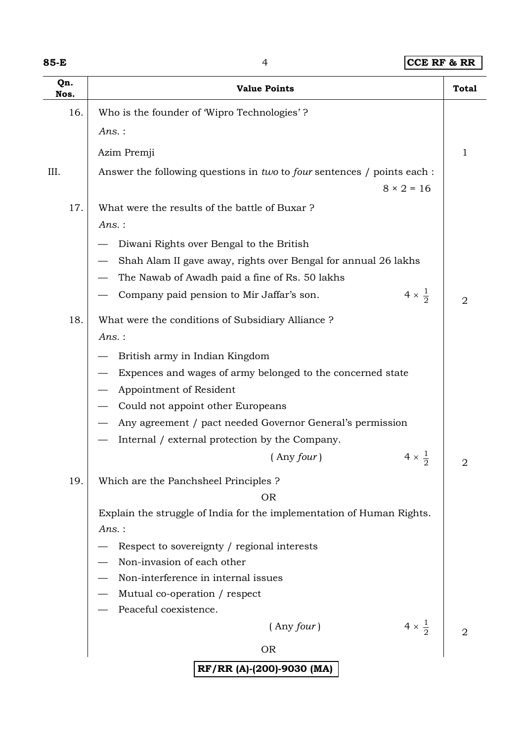| Qn. Nos. | Value Points | Total |
|---|---|---|
| 16. | Who is the founder of 'Wipro Technologies' ? | |
| | *Ans.* : | |
| | Azim Premji | 1 |
| III. | Answer the following questions in *two* to *four* sentences / points each : $8 \times 2 = 16$ | |
| 17. | What were the results of the battle of Buxar ? | |
| | *Ans.* : | |
| | — Diwani Rights over Bengal to the British | |
| | — Shah Alam II gave away, rights over Bengal for annual 26 lakhs | |
| | — The Nawab of Awadh paid a fine of Rs. 50 lakhs | |
| | — Company paid pension to Mir Jaffar's son. $4 \times \frac{1}{2}$ | 2 |
| 18. | What were the conditions of Subsidiary Alliance ? | |
| | *Ans.* : | |
| | — British army in Indian Kingdom | |
| | — Expences and wages of army belonged to the concerned state | |
| | — Appointment of Resident | |
| | — Could not appoint other Europeans | |
| | — Any agreement / pact needed Governor General's permission | |
| | — Internal / external protection by the Company. | |
| | ( Any *four* ) $4 \times \frac{1}{2}$ | 2 |
| 19. | Which are the Panchsheel Principles ? | |
| | OR | |
| | Explain the struggle of India for the implementation of Human Rights. | |
| | *Ans.* : | |
| | — Respect to sovereignty / regional interests | |
| | — Non-invasion of each other | |
| | — Non-interference in internal issues | |
| | — Mutual co-operation / respect | |
| | — Peaceful coexistence. | |
| | ( Any *four* ) $4 \times \frac{1}{2}$ | 2 |
| | OR | |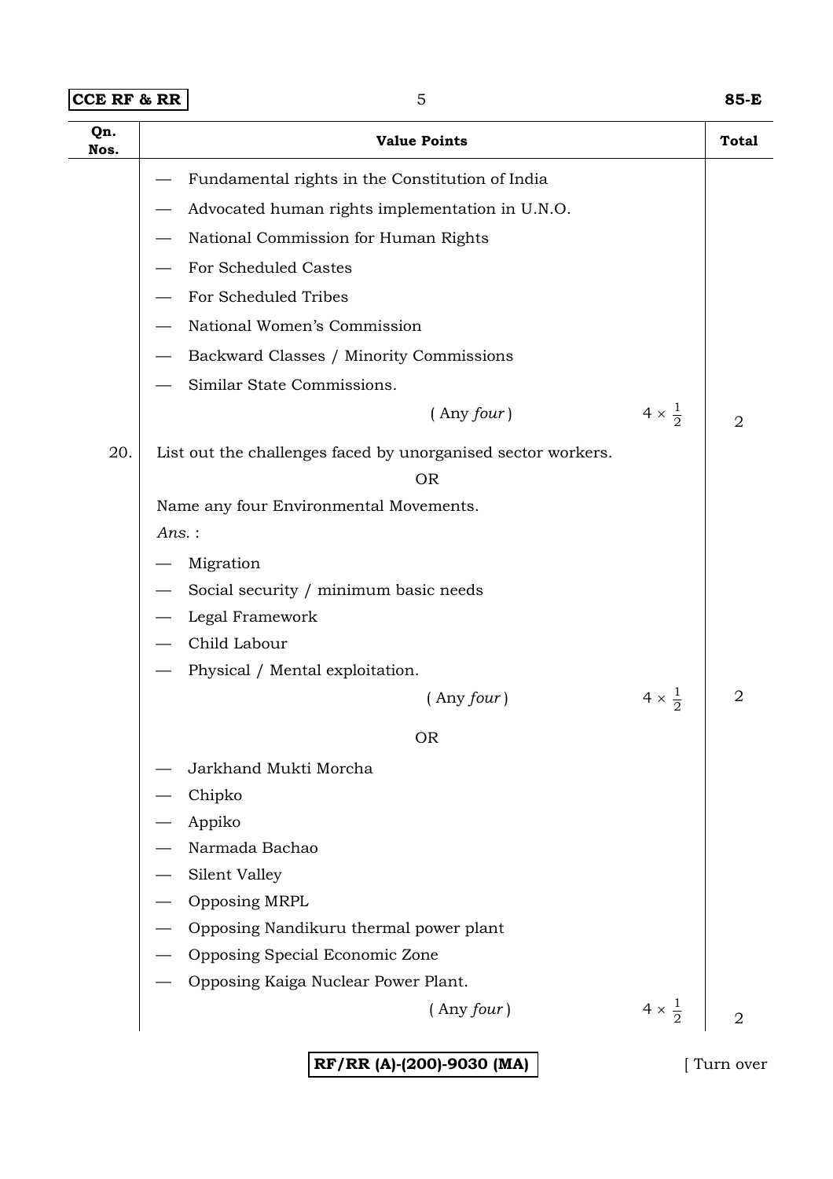| Qn. Nos. | Value Points | | Total |
|---|---|---|---|
| | — Fundamental rights in the Constitution of India<br>— Advocated human rights implementation in U.N.O.<br>— National Commission for Human Rights<br>— For Scheduled Castes<br>— For Scheduled Tribes<br>— National Women's Commission<br>— Backward Classes / Minority Commissions<br>— Similar State Commissions. | | |
| | ( Any *four* ) | $4 \times \frac{1}{2}$ | 2 |
| 20. | List out the challenges faced by unorganised sector workers.<br>OR<br>Name any four Environmental Movements.<br>*Ans.* :<br>— Migration<br>— Social security / minimum basic needs<br>— Legal Framework<br>— Child Labour<br>— Physical / Mental exploitation. | | |
| | ( Any *four* ) | $4 \times \frac{1}{2}$ | 2 |
| | OR<br>— Jarkhand Mukti Morcha<br>— Chipko<br>— Appiko<br>— Narmada Bachao<br>— Silent Valley<br>— Opposing MRPL<br>— Opposing Nandikuru thermal power plant<br>— Opposing Special Economic Zone<br>— Opposing Kaiga Nuclear Power Plant. | | |
| | ( Any *four* ) | $4 \times \frac{1}{2}$ | 2 |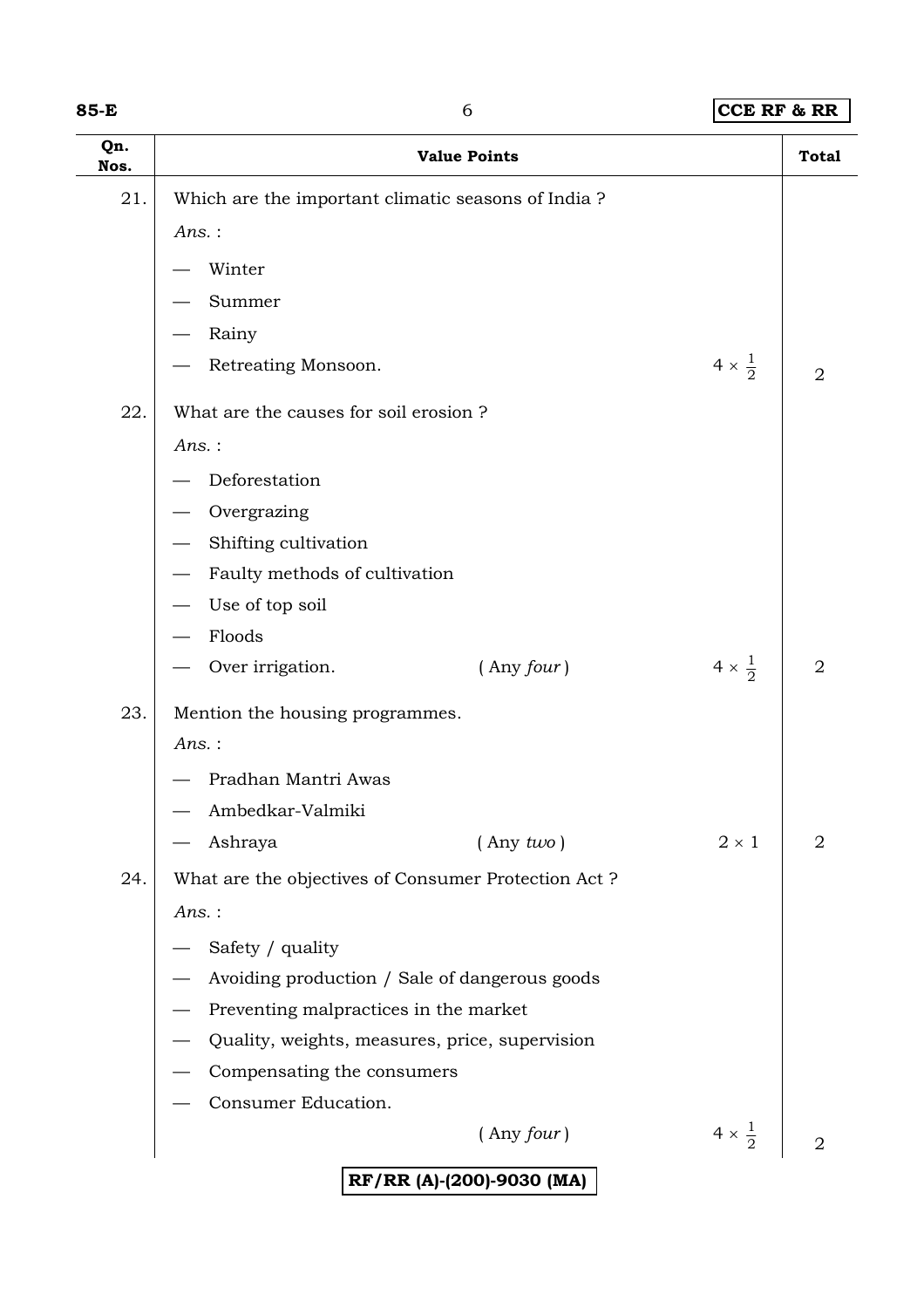| Qn. Nos. | Value Points | | | Total |
|---|---|---|---|---|
| 21. | Which are the important climatic seasons of India ? | | | |
| | *Ans.* : | | | |
| | — Winter | | | |
| | — Summer | | | |
| | — Rainy | | | |
| | — Retreating Monsoon. | | $4 \times \frac{1}{2}$ | 2 |
| 22. | What are the causes for soil erosion ? | | | |
| | *Ans.* : | | | |
| | — Deforestation | | | |
| | — Overgrazing | | | |
| | — Shifting cultivation | | | |
| | — Faulty methods of cultivation | | | |
| | — Use of top soil | | | |
| | — Floods | | | |
| | — Over irrigation. | ( Any *four* ) | $4 \times \frac{1}{2}$ | 2 |
| 23. | Mention the housing programmes. | | | |
| | *Ans.* : | | | |
| | — Pradhan Mantri Awas | | | |
| | — Ambedkar-Valmiki | | | |
| | — Ashraya | ( Any *two* ) | $2 \times 1$ | 2 |
| 24. | What are the objectives of Consumer Protection Act ? | | | |
| | *Ans.* : | | | |
| | — Safety / quality | | | |
| | — Avoiding production / Sale of dangerous goods | | | |
| | — Preventing malpractices in the market | | | |
| | — Quality, weights, measures, price, supervision | | | |
| | — Compensating the consumers | | | |
| | — Consumer Education. | | | |
| | | ( Any *four* ) | $4 \times \frac{1}{2}$ | 2 |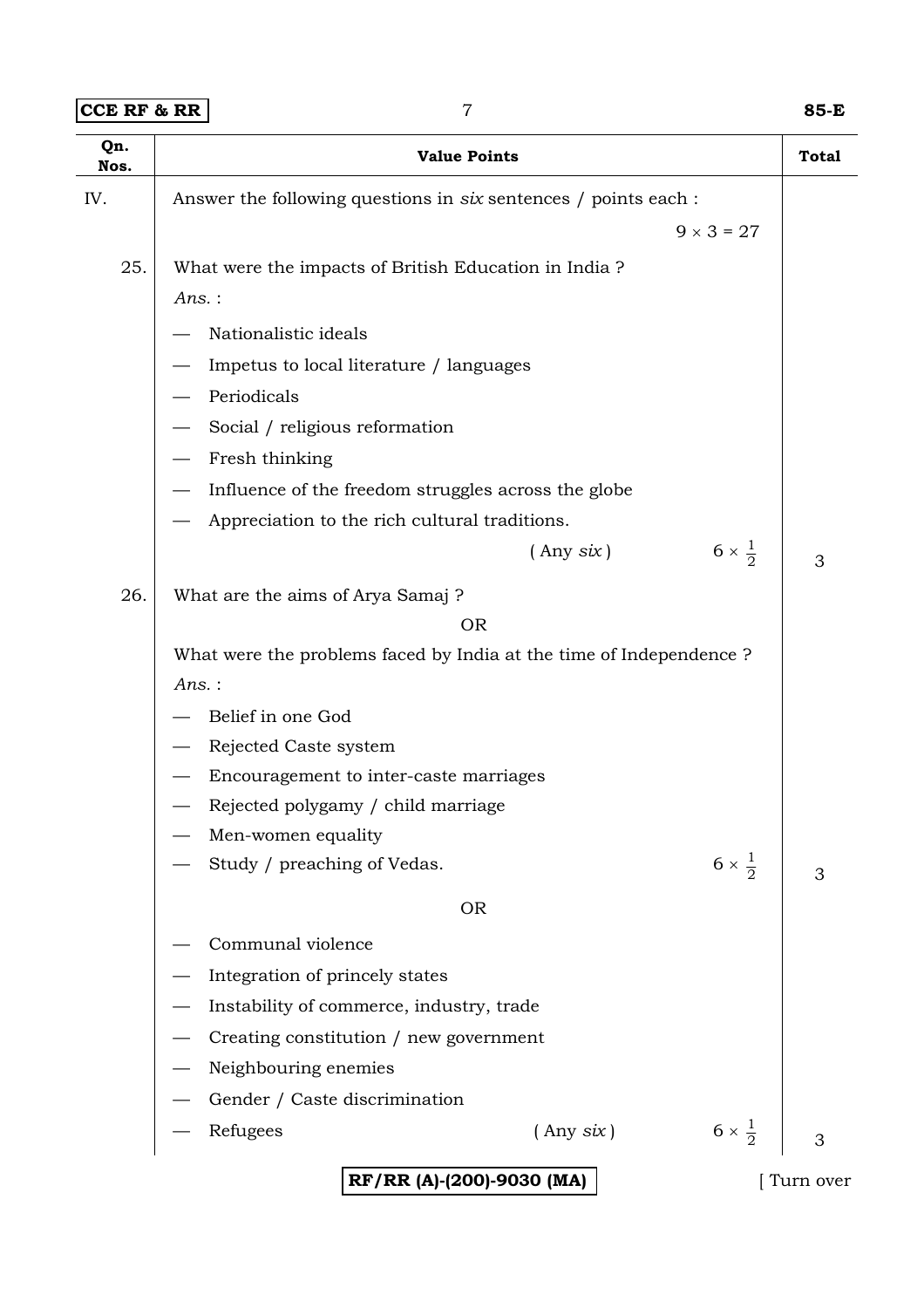| Qn. Nos. | Value Points | Total |
|---|---|---|
| IV. | Answer the following questions in *six* sentences / points each : $9 \times 3 = 27$ | |
| 25. | What were the impacts of British Education in India ? | |
| | *Ans.* : | |
| | — Nationalistic ideals | |
| | — Impetus to local literature / languages | |
| | — Periodicals | |
| | — Social / religious reformation | |
| | — Fresh thinking | |
| | — Influence of the freedom struggles across the globe | |
| | — Appreciation to the rich cultural traditions. ( Any *six* ) $6 \times \frac{1}{2}$ | 3 |
| 26. | What are the aims of Arya Samaj ? | |
| | OR | |
| | What were the problems faced by India at the time of Independence ? | |
| | *Ans.* : | |
| | — Belief in one God | |
| | — Rejected Caste system | |
| | — Encouragement to inter-caste marriages | |
| | — Rejected polygamy / child marriage | |
| | — Men-women equality | |
| | — Study / preaching of Vedas. $6 \times \frac{1}{2}$ | 3 |
| | OR | |
| | — Communal violence | |
| | — Integration of princely states | |
| | — Instability of commerce, industry, trade | |
| | — Creating constitution / new government | |
| | — Neighbouring enemies | |
| | — Gender / Caste discrimination | |
| | — Refugees ( Any *six* ) $6 \times \frac{1}{2}$ | 3 |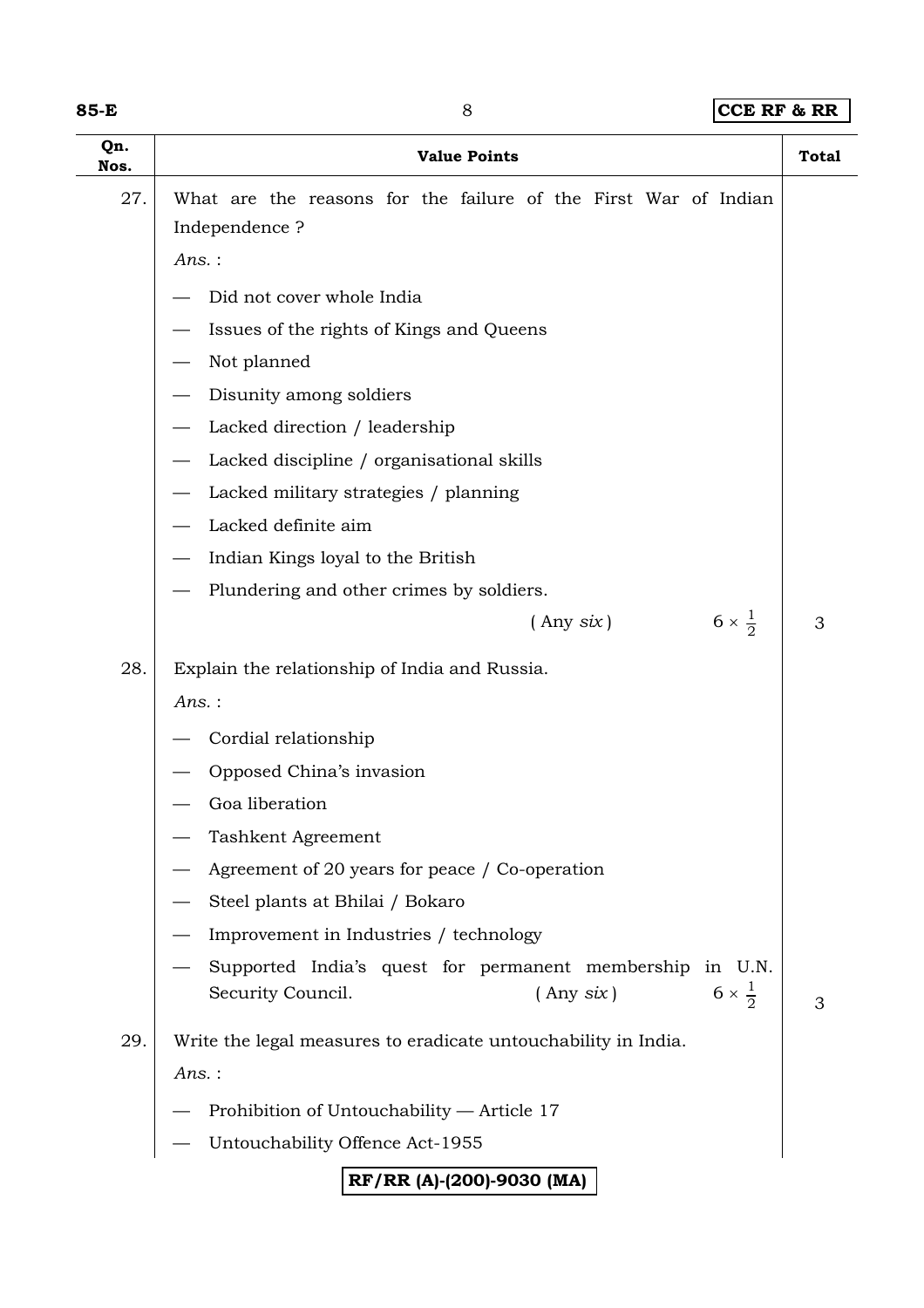| Qn. Nos. | Value Points | Total |
|---|---|---|
| 27. | What are the reasons for the failure of the First War of Indian Independence ?<br>*Ans.* :<br>— Did not cover whole India<br>— Issues of the rights of Kings and Queens<br>— Not planned<br>— Disunity among soldiers<br>— Lacked direction / leadership<br>— Lacked discipline / organisational skills<br>— Lacked military strategies / planning<br>— Lacked definite aim<br>— Indian Kings loyal to the British<br>— Plundering and other crimes by soldiers.<br>( Any *six* ) $6 \times \frac{1}{2}$ | 3 |
| 28. | Explain the relationship of India and Russia.<br>*Ans.* :<br>— Cordial relationship<br>— Opposed China's invasion<br>— Goa liberation<br>— Tashkent Agreement<br>— Agreement of 20 years for peace / Co-operation<br>— Steel plants at Bhilai / Bokaro<br>— Improvement in Industries / technology<br>— Supported India's quest for permanent membership in U.N. Security Council. ( Any *six* ) $6 \times \frac{1}{2}$ | 3 |
| 29. | Write the legal measures to eradicate untouchability in India.<br>*Ans.* :<br>— Prohibition of Untouchability — Article 17<br>— Untouchability Offence Act-1955 | |

RF/RR (A)-(200)-9030 (MA)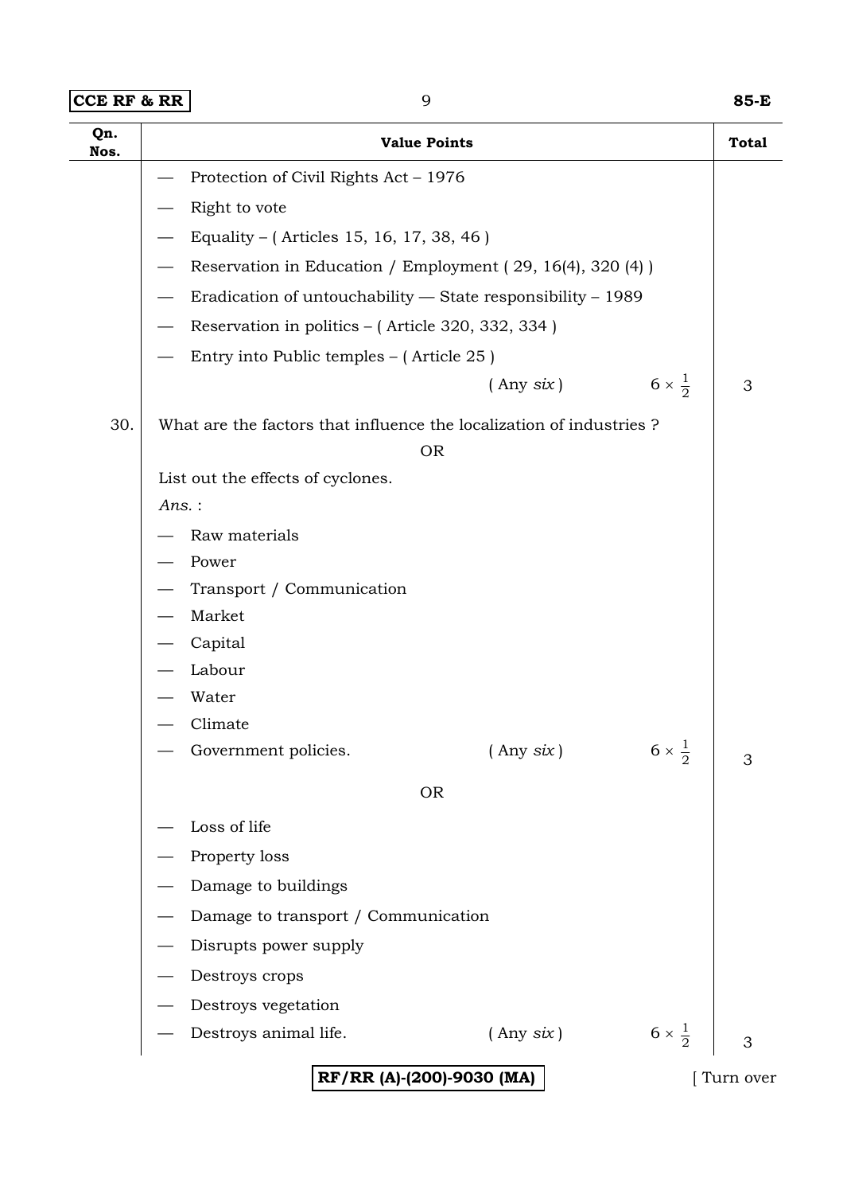| Qn. Nos. | Value Points | Total |
|---|---|---|
| | — Protection of Civil Rights Act – 1976<br>— Right to vote<br>— Equality – ( Articles 15, 16, 17, 38, 46 )<br>— Reservation in Education / Employment ( 29, 16(4), 320 (4) )<br>— Eradication of untouchability — State responsibility – 1989<br>— Reservation in politics – ( Article 320, 332, 334 )<br>— Entry into Public temples – ( Article 25 )<br>( Any *six* ) $6 \times \frac{1}{2}$ | 3 |
| 30. | What are the factors that influence the localization of industries ?<br>OR<br>List out the effects of cyclones.<br>*Ans.* :<br>— Raw materials<br>— Power<br>— Transport / Communication<br>— Market<br>— Capital<br>— Labour<br>— Water<br>— Climate<br>— Government policies. ( Any *six* ) $6 \times \frac{1}{2}$ | 3 |
| | OR<br>— Loss of life<br>— Property loss<br>— Damage to buildings<br>— Damage to transport / Communication<br>— Disrupts power supply<br>— Destroys crops<br>— Destroys vegetation<br>— Destroys animal life. ( Any *six* ) $6 \times \frac{1}{2}$ | 3 |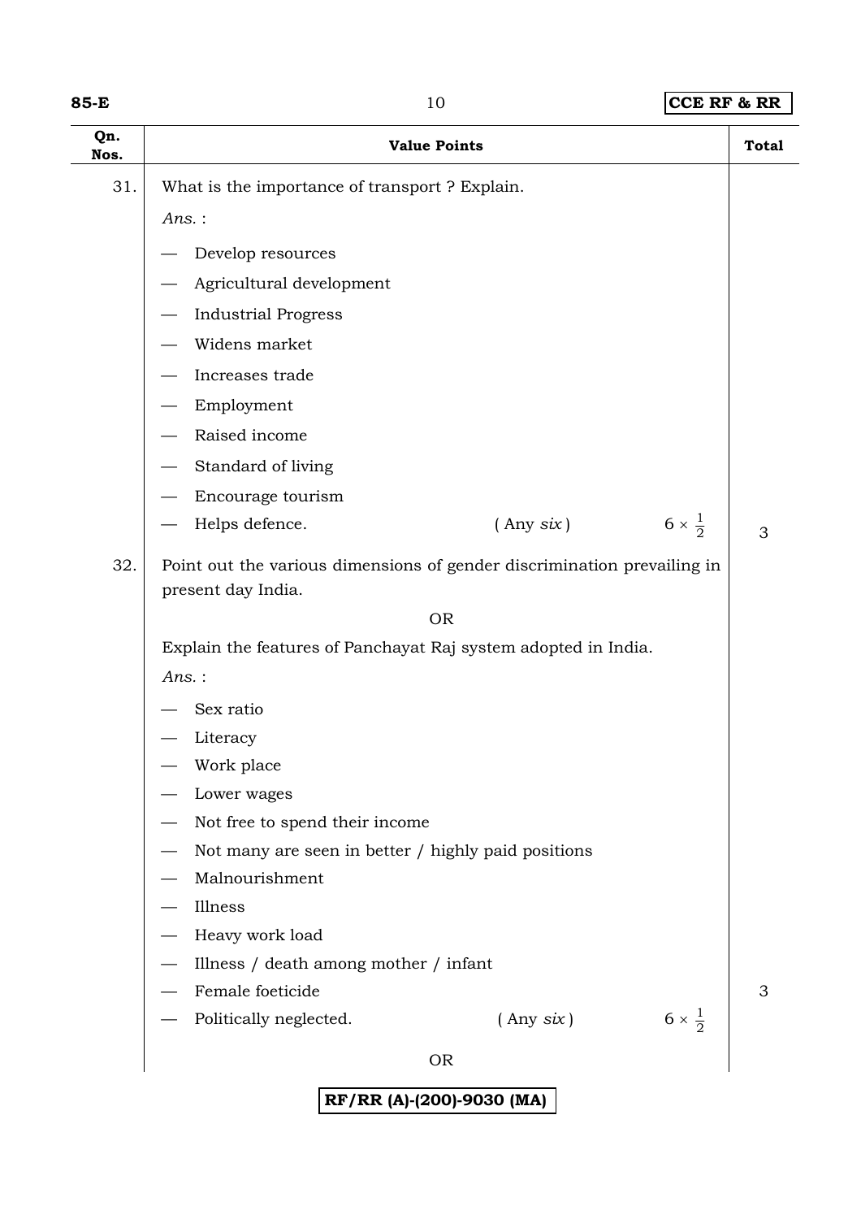| Qn. Nos. | Value Points | Total |
|---|---|---|
| 31. | What is the importance of transport ? Explain.<br>*Ans.* :<br>— Develop resources<br>— Agricultural development<br>— Industrial Progress<br>— Widens market<br>— Increases trade<br>— Employment<br>— Raised income<br>— Standard of living<br>— Encourage tourism<br>— Helps defence. ( Any *six* ) $6 \times \frac{1}{2}$ | 3 |
| 32. | Point out the various dimensions of gender discrimination prevailing in present day India.<br>OR<br>Explain the features of Panchayat Raj system adopted in India.<br>*Ans.* :<br>— Sex ratio<br>— Literacy<br>— Work place<br>— Lower wages<br>— Not free to spend their income<br>— Not many are seen in better / highly paid positions<br>— Malnourishment<br>— Illness<br>— Heavy work load<br>— Illness / death among mother / infant<br>— Female foeticide<br>— Politically neglected. ( Any *six* ) $6 \times \frac{1}{2}$<br>OR | 3 |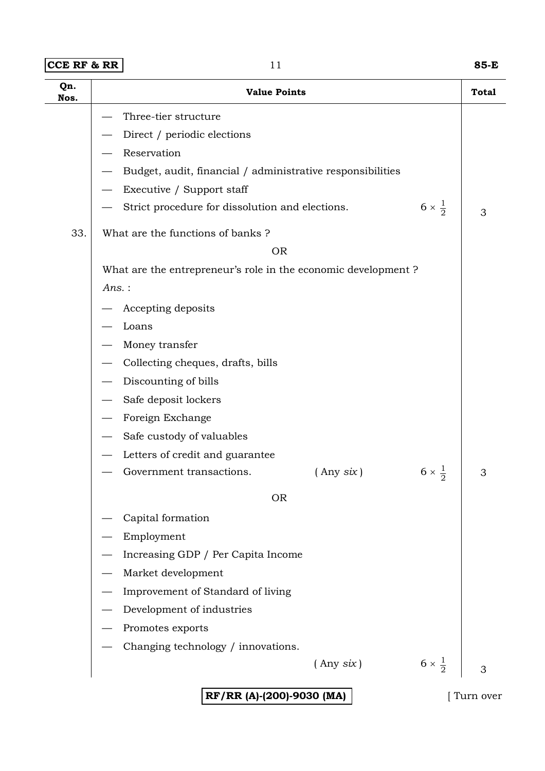| Qn. Nos. | Value Points | Total |
|---|---|---|
| | — Three-tier structure<br>— Direct / periodic elections<br>— Reservation<br>— Budget, audit, financial / administrative responsibilities<br>— Executive / Support staff<br>— Strict procedure for dissolution and elections. $6 \times \frac{1}{2}$ | 3 |
| 33. | What are the functions of banks ?<br>OR<br>What are the entrepreneur's role in the economic development ?<br>*Ans.* :<br>— Accepting deposits<br>— Loans<br>— Money transfer<br>— Collecting cheques, drafts, bills<br>— Discounting of bills<br>— Safe deposit lockers<br>— Foreign Exchange<br>— Safe custody of valuables<br>— Letters of credit and guarantee<br>— Government transactions. ( Any *six* ) $6 \times \frac{1}{2}$ | 3 |
| | OR<br>— Capital formation<br>— Employment<br>— Increasing GDP / Per Capita Income<br>— Market development<br>— Improvement of Standard of living<br>— Development of industries<br>— Promotes exports<br>— Changing technology / innovations.<br>( Any *six* ) $6 \times \frac{1}{2}$ | 3 |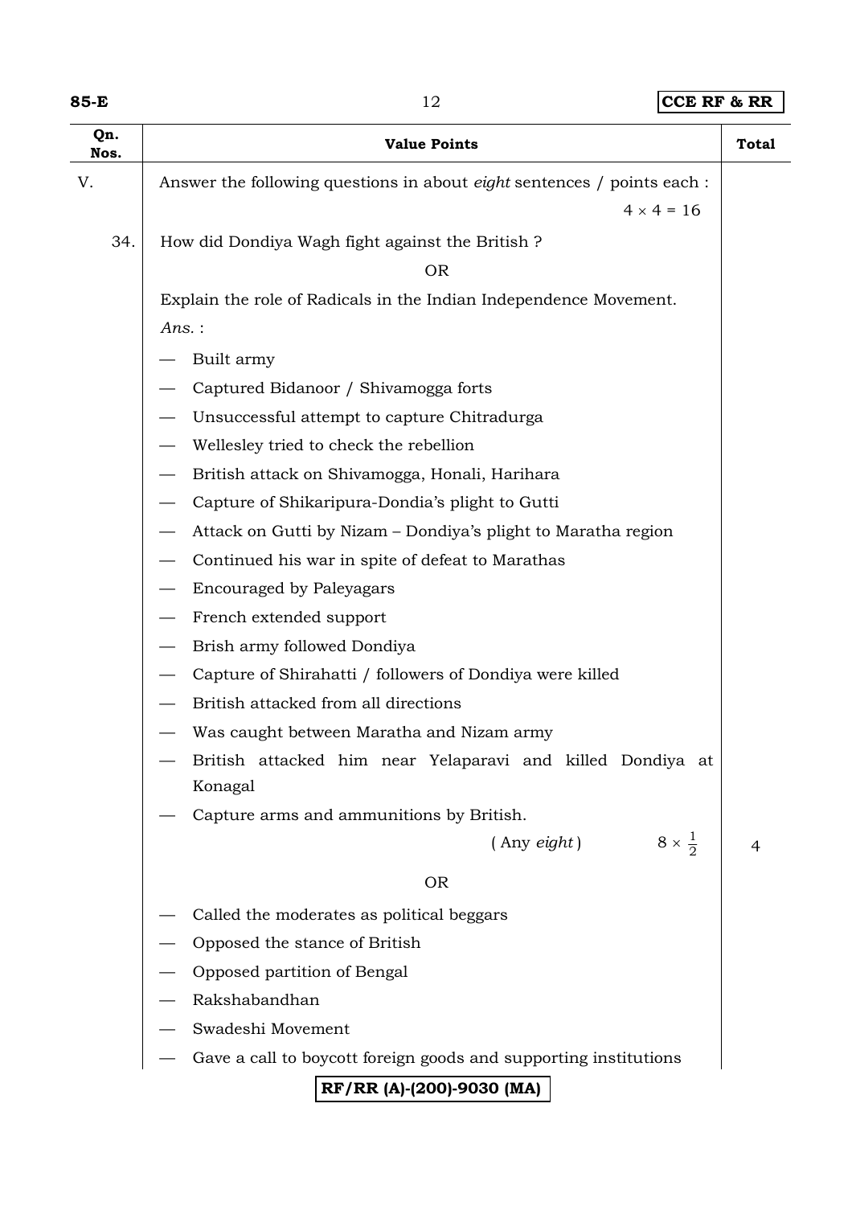| Qn. Nos. | Value Points | Total |
|---|---|---|
| V. | Answer the following questions in about *eight* sentences / points each : $4 \times 4 = 16$ | |
| 34. | How did Dondiya Wagh fight against the British ? | |
| | OR | |
| | Explain the role of Radicals in the Indian Independence Movement. | |
| | *Ans.* : | |
| | — Built army | |
| | — Captured Bidanoor / Shivamogga forts | |
| | — Unsuccessful attempt to capture Chitradurga | |
| | — Wellesley tried to check the rebellion | |
| | — British attack on Shivamogga, Honali, Harihara | |
| | — Capture of Shikaripura-Dondia's plight to Gutti | |
| | — Attack on Gutti by Nizam – Dondiya's plight to Maratha region | |
| | — Continued his war in spite of defeat to Marathas | |
| | — Encouraged by Paleyagars | |
| | — French extended support | |
| | — Brish army followed Dondiya | |
| | — Capture of Shirahatti / followers of Dondiya were killed | |
| | — British attacked from all directions | |
| | — Was caught between Maratha and Nizam army | |
| | — British attacked him near Yelaparavi and killed Dondiya at Konagal | |
| | — Capture arms and ammunitions by British. | |
| | ( Any *eight* ) $8 \times \frac{1}{2}$ | 4 |
| | OR | |
| | — Called the moderates as political beggars | |
| | — Opposed the stance of British | |
| | — Opposed partition of Bengal | |
| | — Rakshabandhan | |
| | — Swadeshi Movement | |
| | — Gave a call to boycott foreign goods and supporting institutions | |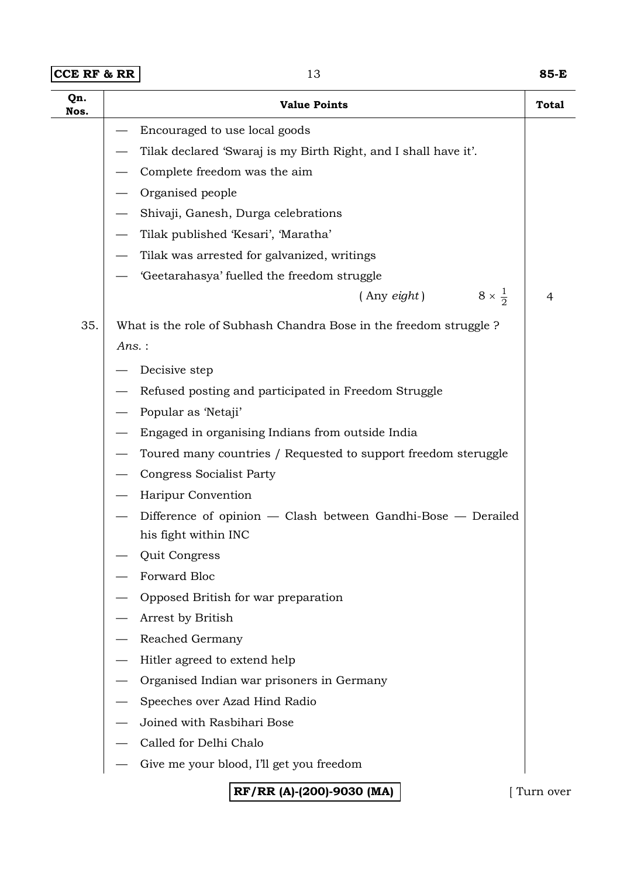| Qn. Nos. | Value Points | Total |
|---|---|---|
| | — Encouraged to use local goods<br>— Tilak declared 'Swaraj is my Birth Right, and I shall have it'.<br>— Complete freedom was the aim<br>— Organised people<br>— Shivaji, Ganesh, Durga celebrations<br>— Tilak published 'Kesari', 'Maratha'<br>— Tilak was arrested for galvanized, writings<br>— 'Geetarahasya' fuelled the freedom struggle<br>( Any *eight* ) $8 \times \frac{1}{2}$ | 4 |
| 35. | What is the role of Subhash Chandra Bose in the freedom struggle ?<br>*Ans.* :<br>— Decisive step<br>— Refused posting and participated in Freedom Struggle<br>— Popular as 'Netaji'<br>— Engaged in organising Indians from outside India<br>— Toured many countries / Requested to support freedom steruggle<br>— Congress Socialist Party<br>— Haripur Convention<br>— Difference of opinion — Clash between Gandhi-Bose — Derailed his fight within INC<br>— Quit Congress<br>— Forward Bloc<br>— Opposed British for war preparation<br>— Arrest by British<br>— Reached Germany<br>— Hitler agreed to extend help<br>— Organised Indian war prisoners in Germany<br>— Speeches over Azad Hind Radio<br>— Joined with Rasbihari Bose<br>— Called for Delhi Chalo<br>— Give me your blood, I'll get you freedom | |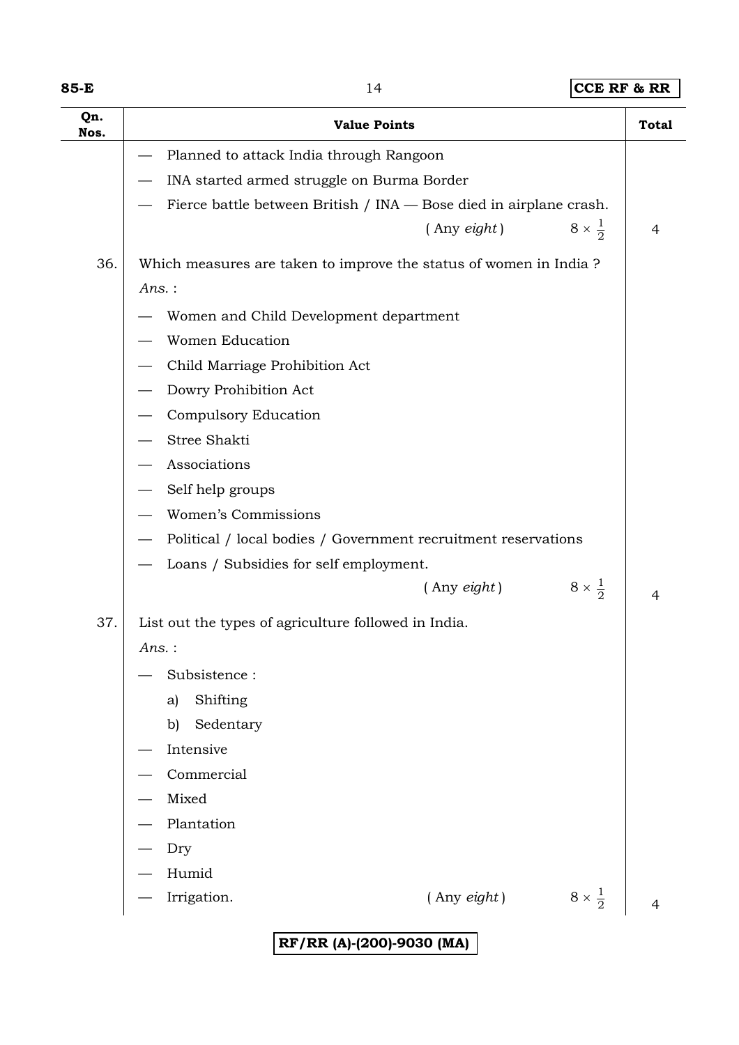| Qn. Nos. | Value Points | Total |
|---|---|---|
| | — Planned to attack India through Rangoon<br>— INA started armed struggle on Burma Border<br>— Fierce battle between British / INA — Bose died in airplane crash.<br>( Any *eight* ) $8 \times \frac{1}{2}$ | 4 |
| 36. | Which measures are taken to improve the status of women in India ?<br>*Ans.* :<br>— Women and Child Development department<br>— Women Education<br>— Child Marriage Prohibition Act<br>— Dowry Prohibition Act<br>— Compulsory Education<br>— Stree Shakti<br>— Associations<br>— Self help groups<br>— Women's Commissions<br>— Political / local bodies / Government recruitment reservations<br>— Loans / Subsidies for self employment.<br>( Any *eight* ) $8 \times \frac{1}{2}$ | 4 |
| 37. | List out the types of agriculture followed in India.<br>*Ans.* :<br>— Subsistence :<br>a) Shifting<br>b) Sedentary<br>— Intensive<br>— Commercial<br>— Mixed<br>— Plantation<br>— Dry<br>— Humid<br>— Irrigation. ( Any *eight* ) $8 \times \frac{1}{2}$ | 4 |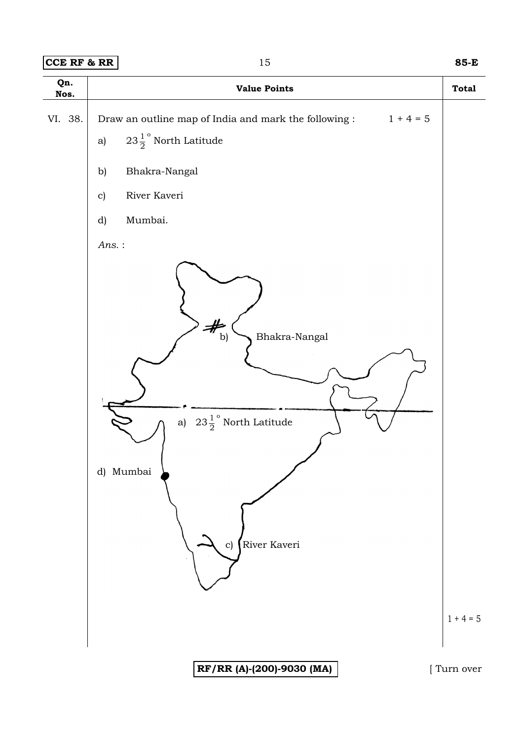| Qn. Nos. | Value Points | Total |
|---|---|---|
| VI. 38. | Draw an outline map of India and mark the following : $1 + 4 = 5$ | |
| | a) $23\frac{1}{2}^{\circ}$ North Latitude | |
| | b) Bhakra-Nangal | |
| | c) River Kaveri | |
| | d) Mumbai. | |
| | *Ans.* : | |

b) Bhakra-Nangal

a) $23\frac{1}{2}^{\circ}$ North Latitude

d) Mumbai

c) River Kaveri

$1 + 4 = 5$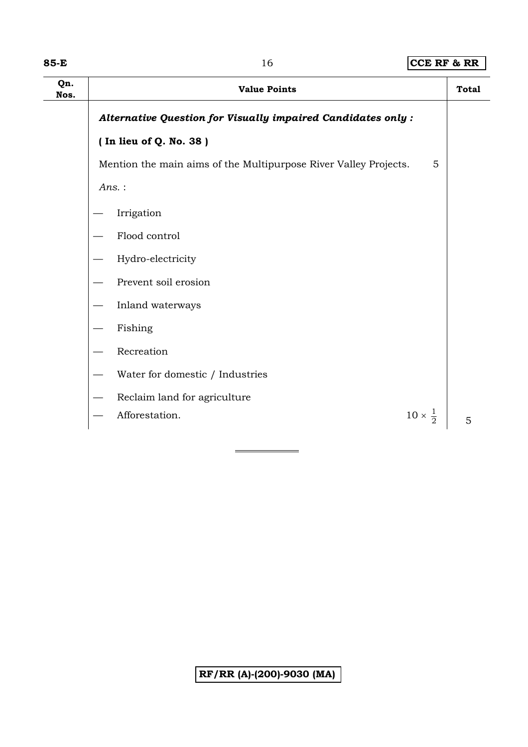| Qn. Nos. | Value Points | Total |
|---|---|---|
| | ***Alternative Question for Visually impaired Candidates only :*** | |
| | **( In lieu of Q. No. 38 )** | |
| | Mention the main aims of the Multipurpose River Valley Projects. 5 | |
| | *Ans.* : | |
| | — Irrigation | |
| | — Flood control | |
| | — Hydro-electricity | |
| | — Prevent soil erosion | |
| | — Inland waterways | |
| | — Fishing | |
| | — Recreation | |
| | — Water for domestic / Industries | |
| | — Reclaim land for agriculture | |
| | — Afforestation. $10 \times \frac{1}{2}$ | 5 |

**RF/RR (A)-(200)-9030 (MA)**